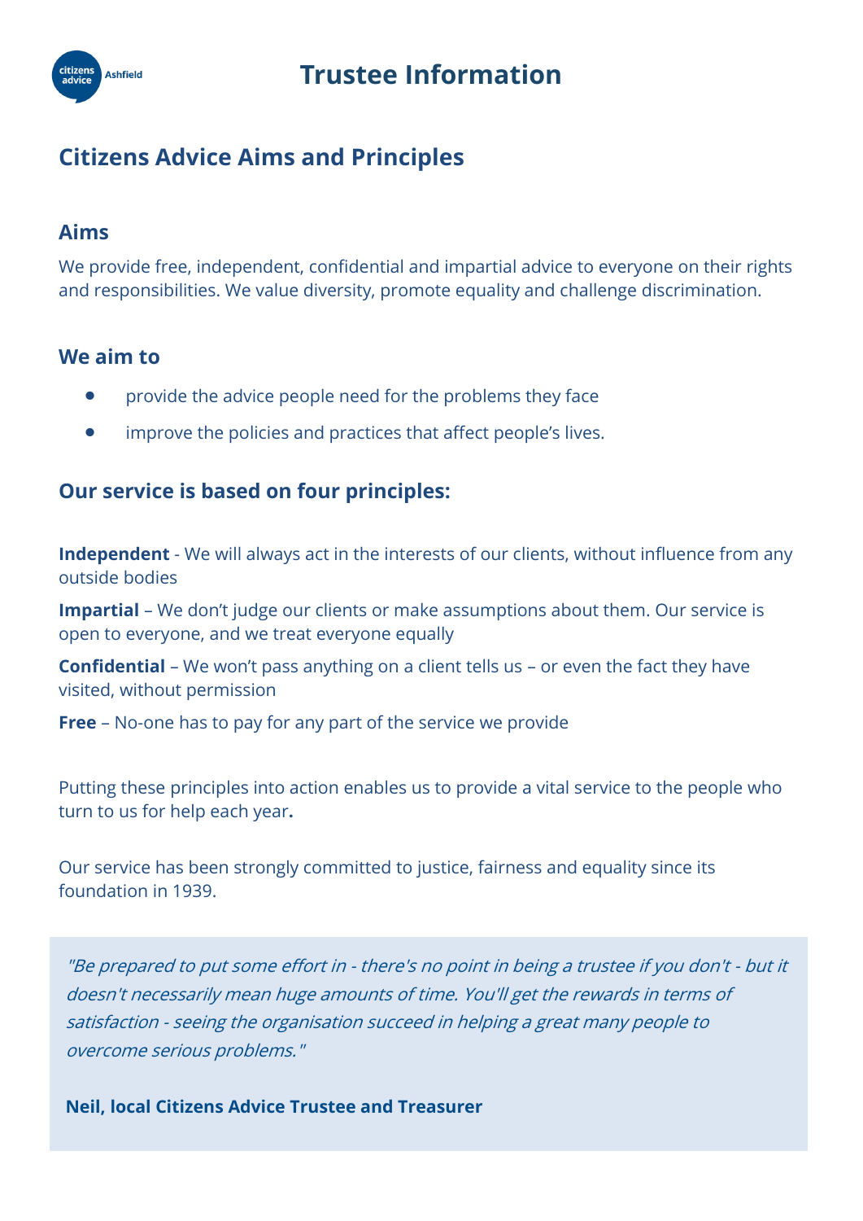# Trustee Information

## Citizens Advice Aims and Principles

### Aims

We provide free, independent, confidential and impartial advice to everyone on their rights and responsibilities. We value diversity, promote equality and challenge discrimination.

### We aim to

- provide the advice people need for the problems they face
- improve the policies and practices that affect people's lives.

### Our service is based on four principles:

**Independent** - We will always act in the interests of our clients, without influence from any outside bodies

**Impartial** – We don't judge our clients or make assumptions about them. Our service is open to everyone, and we treat everyone equally

**Confidential** – We won't pass anything on a client tells us – or even the fact they have visited, without permission

**Free** – No-one has to pay for any part of the service we provide

Putting these principles into action enables us to provide a vital service to the people who turn to us for help each year**.**

Our service has been strongly committed to justice, fairness and equality since its foundation in 1939.

> *"Be prepared to put some effort in - there's no point in being a trustee if you don't - but it doesn't necessarily mean huge amounts of time. You'll get the rewards in terms of satisfaction - seeing the organisation succeed in helping a great many people to overcome serious problems."*
>
> **Neil, local Citizens Advice Trustee and Treasurer**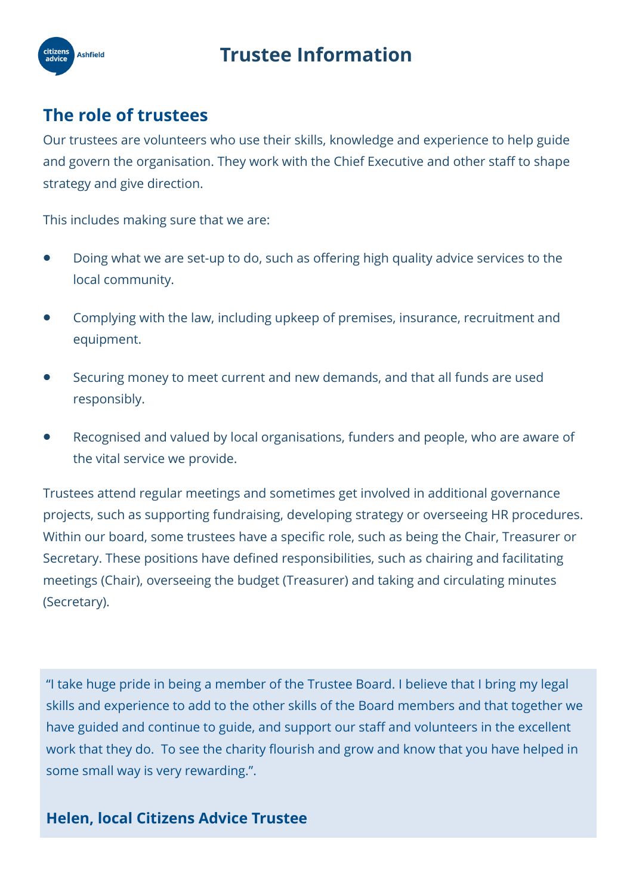# Trustee Information

## The role of trustees

Our trustees are volunteers who use their skills, knowledge and experience to help guide and govern the organisation. They work with the Chief Executive and other staff to shape strategy and give direction.

This includes making sure that we are:

- Doing what we are set-up to do, such as offering high quality advice services to the local community.
- Complying with the law, including upkeep of premises, insurance, recruitment and equipment.
- Securing money to meet current and new demands, and that all funds are used responsibly.
- Recognised and valued by local organisations, funders and people, who are aware of the vital service we provide.

Trustees attend regular meetings and sometimes get involved in additional governance projects, such as supporting fundraising, developing strategy or overseeing HR procedures. Within our board, some trustees have a specific role, such as being the Chair, Treasurer or Secretary. These positions have defined responsibilities, such as chairing and facilitating meetings (Chair), overseeing the budget (Treasurer) and taking and circulating minutes (Secretary).

> "I take huge pride in being a member of the Trustee Board. I believe that I bring my legal skills and experience to add to the other skills of the Board members and that together we have guided and continue to guide, and support our staff and volunteers in the excellent work that they do. To see the charity flourish and grow and know that you have helped in some small way is very rewarding.".
>
> **Helen, local Citizens Advice Trustee**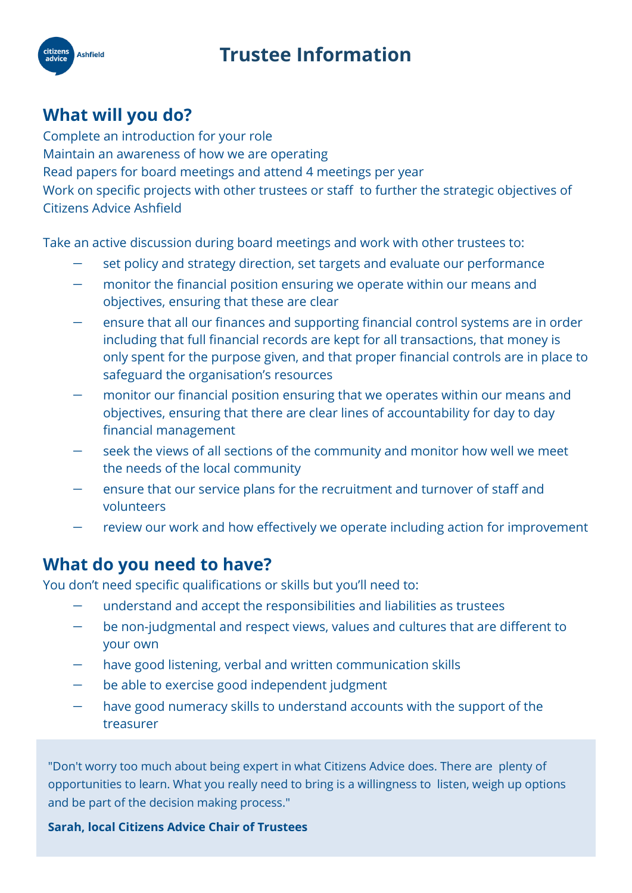# Trustee Information

## What will you do?

Complete an introduction for your role
Maintain an awareness of how we are operating
Read papers for board meetings and attend 4 meetings per year
Work on specific projects with other trustees or staff to further the strategic objectives of Citizens Advice Ashfield

Take an active discussion during board meetings and work with other trustees to:

- set policy and strategy direction, set targets and evaluate our performance
- monitor the financial position ensuring we operate within our means and objectives, ensuring that these are clear
- ensure that all our finances and supporting financial control systems are in order including that full financial records are kept for all transactions, that money is only spent for the purpose given, and that proper financial controls are in place to safeguard the organisation's resources
- monitor our financial position ensuring that we operates within our means and objectives, ensuring that there are clear lines of accountability for day to day financial management
- seek the views of all sections of the community and monitor how well we meet the needs of the local community
- ensure that our service plans for the recruitment and turnover of staff and volunteers
- review our work and how effectively we operate including action for improvement

## What do you need to have?

You don't need specific qualifications or skills but you'll need to:

- understand and accept the responsibilities and liabilities as trustees
- be non-judgmental and respect views, values and cultures that are different to your own
- have good listening, verbal and written communication skills
- be able to exercise good independent judgment
- have good numeracy skills to understand accounts with the support of the treasurer

"Don't worry too much about being expert in what Citizens Advice does. There are plenty of opportunities to learn. What you really need to bring is a willingness to listen, weigh up options and be part of the decision making process."

**Sarah, local Citizens Advice Chair of Trustees**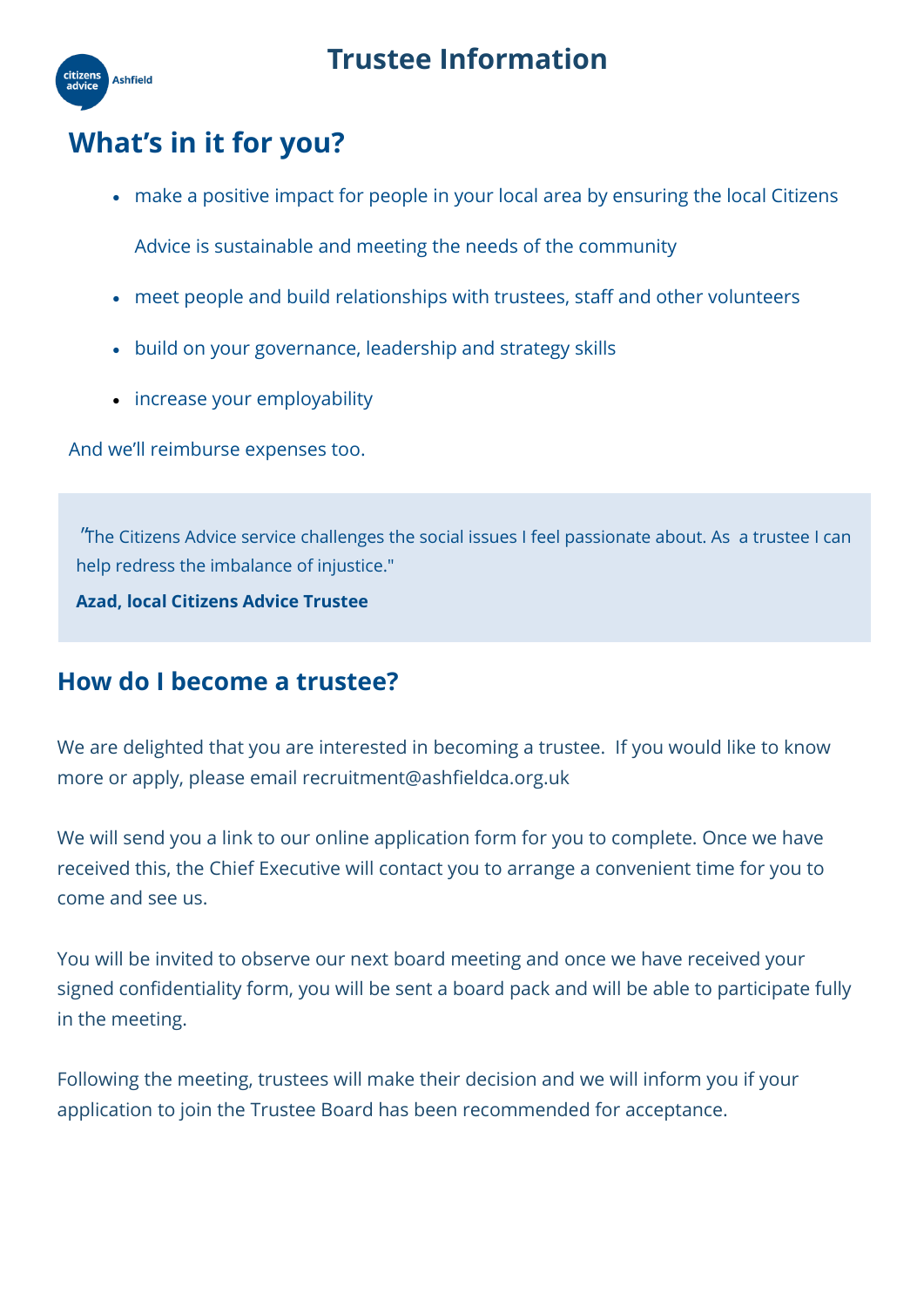# Trustee Information

## What's in it for you?

- make a positive impact for people in your local area by ensuring the local Citizens Advice is sustainable and meeting the needs of the community
- meet people and build relationships with trustees, staff and other volunteers
- build on your governance, leadership and strategy skills
- increase your employability

And we'll reimburse expenses too.

> "The Citizens Advice service challenges the social issues I feel passionate about. As a trustee I can help redress the imbalance of injustice."
>
> **Azad, local Citizens Advice Trustee**

## How do I become a trustee?

We are delighted that you are interested in becoming a trustee. If you would like to know more or apply, please email recruitment@ashfieldca.org.uk

We will send you a link to our online application form for you to complete. Once we have received this, the Chief Executive will contact you to arrange a convenient time for you to come and see us.

You will be invited to observe our next board meeting and once we have received your signed confidentiality form, you will be sent a board pack and will be able to participate fully in the meeting.

Following the meeting, trustees will make their decision and we will inform you if your application to join the Trustee Board has been recommended for acceptance.